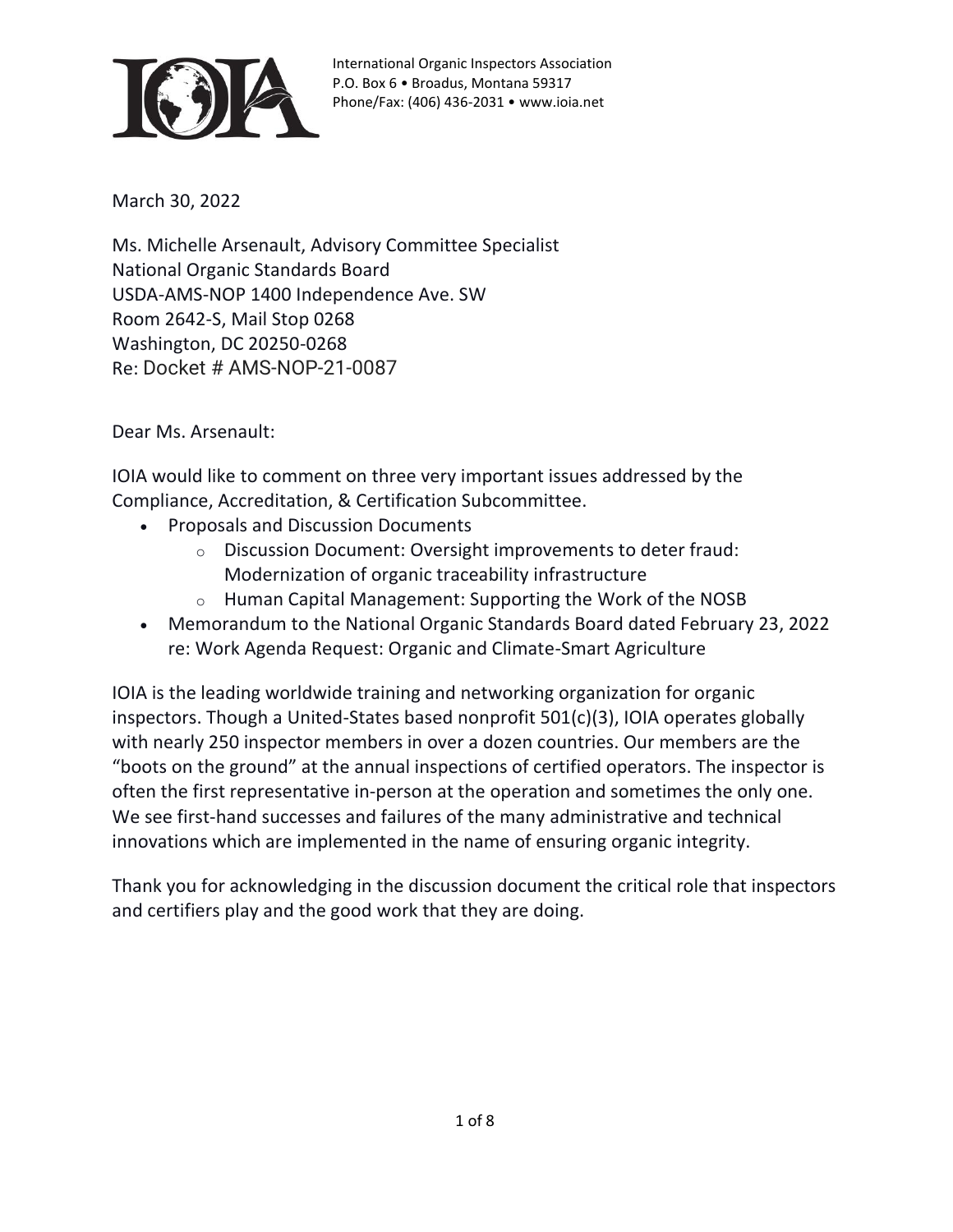International Organic Inspectors Association
P.O. Box 6 • Broadus, Montana 59317
Phone/Fax: (406) 436-2031 • www.ioia.net

March 30, 2022

Ms. Michelle Arsenault, Advisory Committee Specialist
National Organic Standards Board
USDA-AMS-NOP 1400 Independence Ave. SW
Room 2642-S, Mail Stop 0268
Washington, DC 20250-0268
Re: Docket # AMS-NOP-21-0087

Dear Ms. Arsenault:

IOIA would like to comment on three very important issues addressed by the Compliance, Accreditation, & Certification Subcommittee.

- Proposals and Discussion Documents
    - Discussion Document: Oversight improvements to deter fraud: Modernization of organic traceability infrastructure
    - Human Capital Management: Supporting the Work of the NOSB
- Memorandum to the National Organic Standards Board dated February 23, 2022 re: Work Agenda Request: Organic and Climate-Smart Agriculture

IOIA is the leading worldwide training and networking organization for organic inspectors. Though a United-States based nonprofit 501(c)(3), IOIA operates globally with nearly 250 inspector members in over a dozen countries. Our members are the "boots on the ground" at the annual inspections of certified operators. The inspector is often the first representative in-person at the operation and sometimes the only one. We see first-hand successes and failures of the many administrative and technical innovations which are implemented in the name of ensuring organic integrity.

Thank you for acknowledging in the discussion document the critical role that inspectors and certifiers play and the good work that they are doing.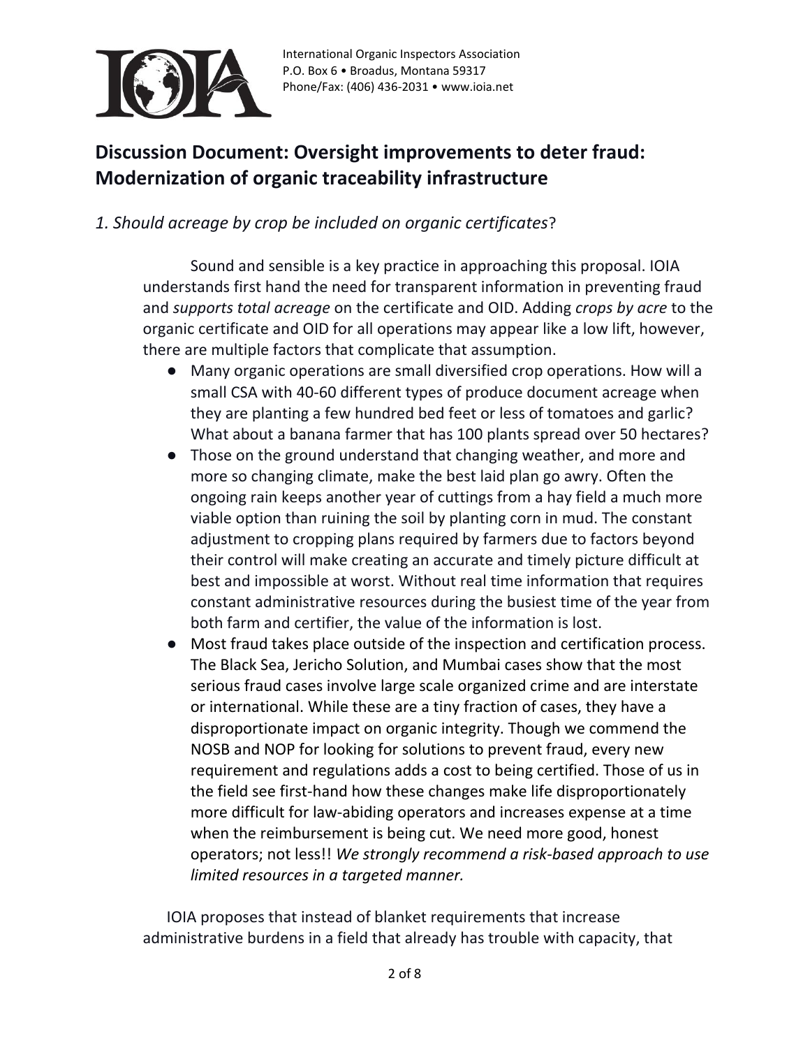## Discussion Document: Oversight improvements to deter fraud: Modernization of organic traceability infrastructure

### *1. Should acreage by crop be included on organic certificates*?

Sound and sensible is a key practice in approaching this proposal. IOIA understands first hand the need for transparent information in preventing fraud and *supports total acreage* on the certificate and OID. Adding *crops by acre* to the organic certificate and OID for all operations may appear like a low lift, however, there are multiple factors that complicate that assumption.

- Many organic operations are small diversified crop operations. How will a small CSA with 40-60 different types of produce document acreage when they are planting a few hundred bed feet or less of tomatoes and garlic? What about a banana farmer that has 100 plants spread over 50 hectares?
- Those on the ground understand that changing weather, and more and more so changing climate, make the best laid plan go awry. Often the ongoing rain keeps another year of cuttings from a hay field a much more viable option than ruining the soil by planting corn in mud. The constant adjustment to cropping plans required by farmers due to factors beyond their control will make creating an accurate and timely picture difficult at best and impossible at worst. Without real time information that requires constant administrative resources during the busiest time of the year from both farm and certifier, the value of the information is lost.
- Most fraud takes place outside of the inspection and certification process. The Black Sea, Jericho Solution, and Mumbai cases show that the most serious fraud cases involve large scale organized crime and are interstate or international. While these are a tiny fraction of cases, they have a disproportionate impact on organic integrity. Though we commend the NOSB and NOP for looking for solutions to prevent fraud, every new requirement and regulations adds a cost to being certified. Those of us in the field see first-hand how these changes make life disproportionately more difficult for law-abiding operators and increases expense at a time when the reimbursement is being cut. We need more good, honest operators; not less!! *We strongly recommend a risk-based approach to use limited resources in a targeted manner.*

IOIA proposes that instead of blanket requirements that increase administrative burdens in a field that already has trouble with capacity, that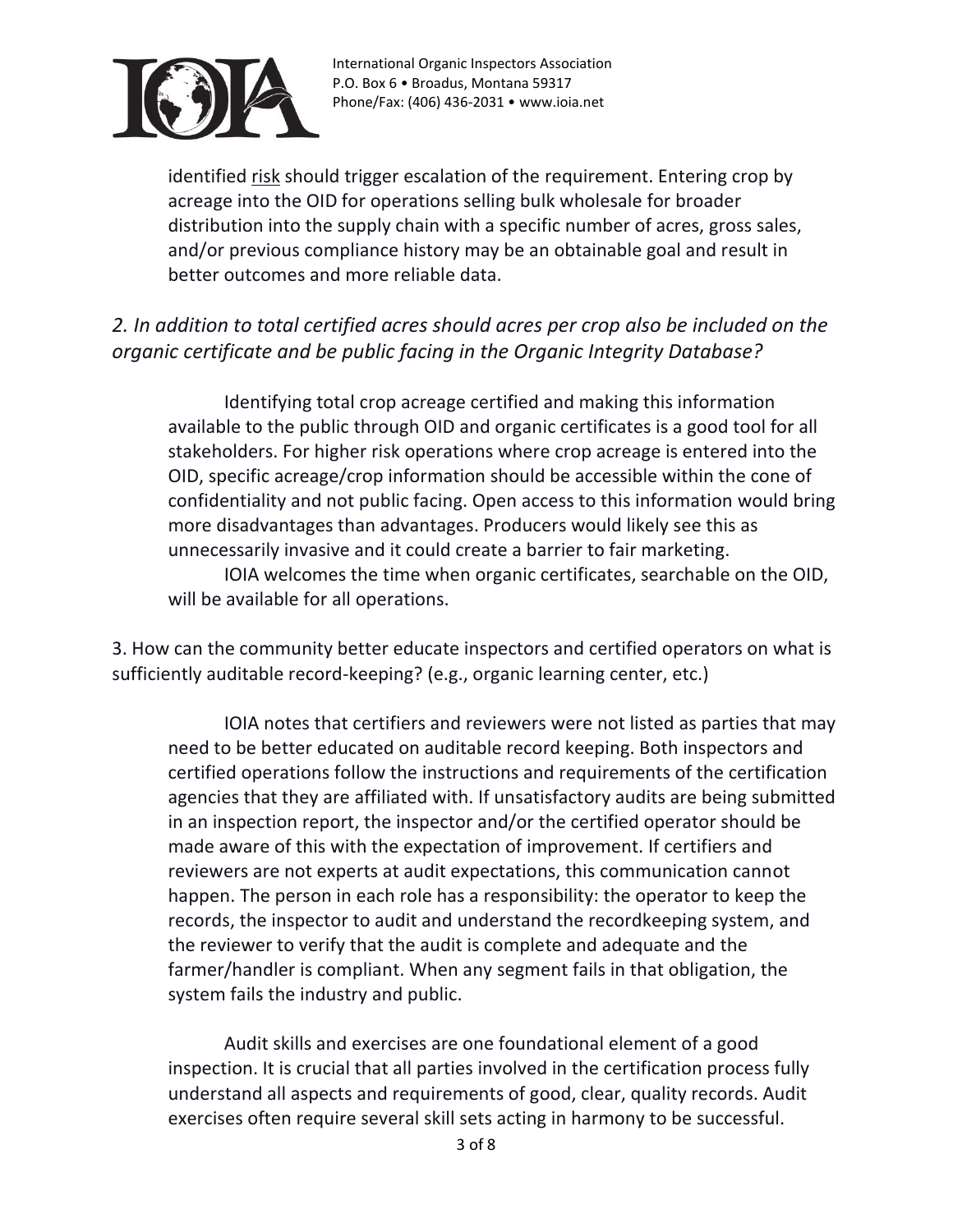identified <u>risk</u> should trigger escalation of the requirement. Entering crop by acreage into the OID for operations selling bulk wholesale for broader distribution into the supply chain with a specific number of acres, gross sales, and/or previous compliance history may be an obtainable goal and result in better outcomes and more reliable data.

*2. In addition to total certified acres should acres per crop also be included on the organic certificate and be public facing in the Organic Integrity Database?*

Identifying total crop acreage certified and making this information available to the public through OID and organic certificates is a good tool for all stakeholders. For higher risk operations where crop acreage is entered into the OID, specific acreage/crop information should be accessible within the cone of confidentiality and not public facing. Open access to this information would bring more disadvantages than advantages. Producers would likely see this as unnecessarily invasive and it could create a barrier to fair marketing.

IOIA welcomes the time when organic certificates, searchable on the OID, will be available for all operations.

3. How can the community better educate inspectors and certified operators on what is sufficiently auditable record-keeping? (e.g., organic learning center, etc.)

IOIA notes that certifiers and reviewers were not listed as parties that may need to be better educated on auditable record keeping. Both inspectors and certified operations follow the instructions and requirements of the certification agencies that they are affiliated with. If unsatisfactory audits are being submitted in an inspection report, the inspector and/or the certified operator should be made aware of this with the expectation of improvement. If certifiers and reviewers are not experts at audit expectations, this communication cannot happen. The person in each role has a responsibility: the operator to keep the records, the inspector to audit and understand the recordkeeping system, and the reviewer to verify that the audit is complete and adequate and the farmer/handler is compliant. When any segment fails in that obligation, the system fails the industry and public.

Audit skills and exercises are one foundational element of a good inspection. It is crucial that all parties involved in the certification process fully understand all aspects and requirements of good, clear, quality records. Audit exercises often require several skill sets acting in harmony to be successful.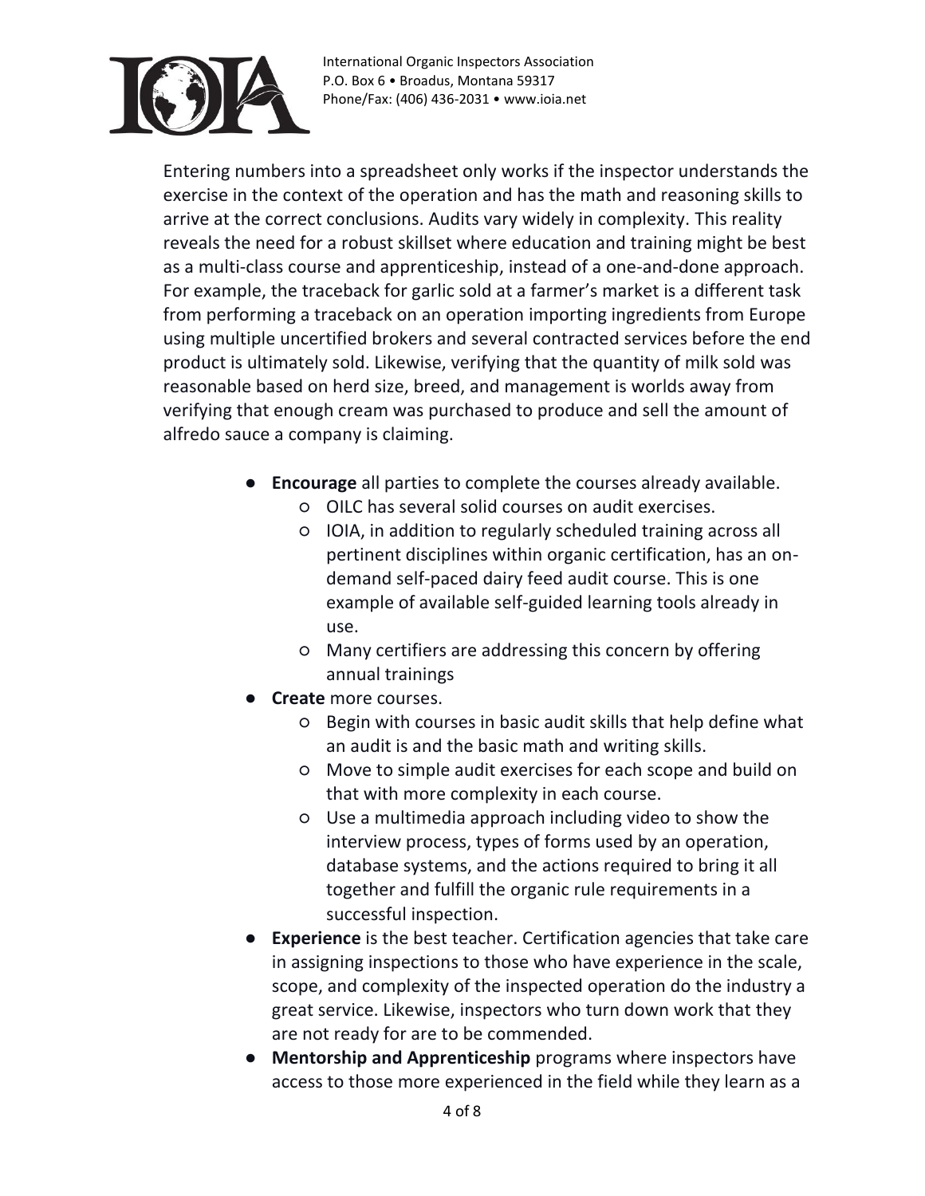Entering numbers into a spreadsheet only works if the inspector understands the exercise in the context of the operation and has the math and reasoning skills to arrive at the correct conclusions. Audits vary widely in complexity. This reality reveals the need for a robust skillset where education and training might be best as a multi-class course and apprenticeship, instead of a one-and-done approach. For example, the traceback for garlic sold at a farmer's market is a different task from performing a traceback on an operation importing ingredients from Europe using multiple uncertified brokers and several contracted services before the end product is ultimately sold. Likewise, verifying that the quantity of milk sold was reasonable based on herd size, breed, and management is worlds away from verifying that enough cream was purchased to produce and sell the amount of alfredo sauce a company is claiming.

- **Encourage** all parties to complete the courses already available.
  - OILC has several solid courses on audit exercises.
  - IOIA, in addition to regularly scheduled training across all pertinent disciplines within organic certification, has an on-demand self-paced dairy feed audit course. This is one example of available self-guided learning tools already in use.
  - Many certifiers are addressing this concern by offering annual trainings
- **Create** more courses.
  - Begin with courses in basic audit skills that help define what an audit is and the basic math and writing skills.
  - Move to simple audit exercises for each scope and build on that with more complexity in each course.
  - Use a multimedia approach including video to show the interview process, types of forms used by an operation, database systems, and the actions required to bring it all together and fulfill the organic rule requirements in a successful inspection.
- **Experience** is the best teacher. Certification agencies that take care in assigning inspections to those who have experience in the scale, scope, and complexity of the inspected operation do the industry a great service. Likewise, inspectors who turn down work that they are not ready for are to be commended.
- **Mentorship and Apprenticeship** programs where inspectors have access to those more experienced in the field while they learn as a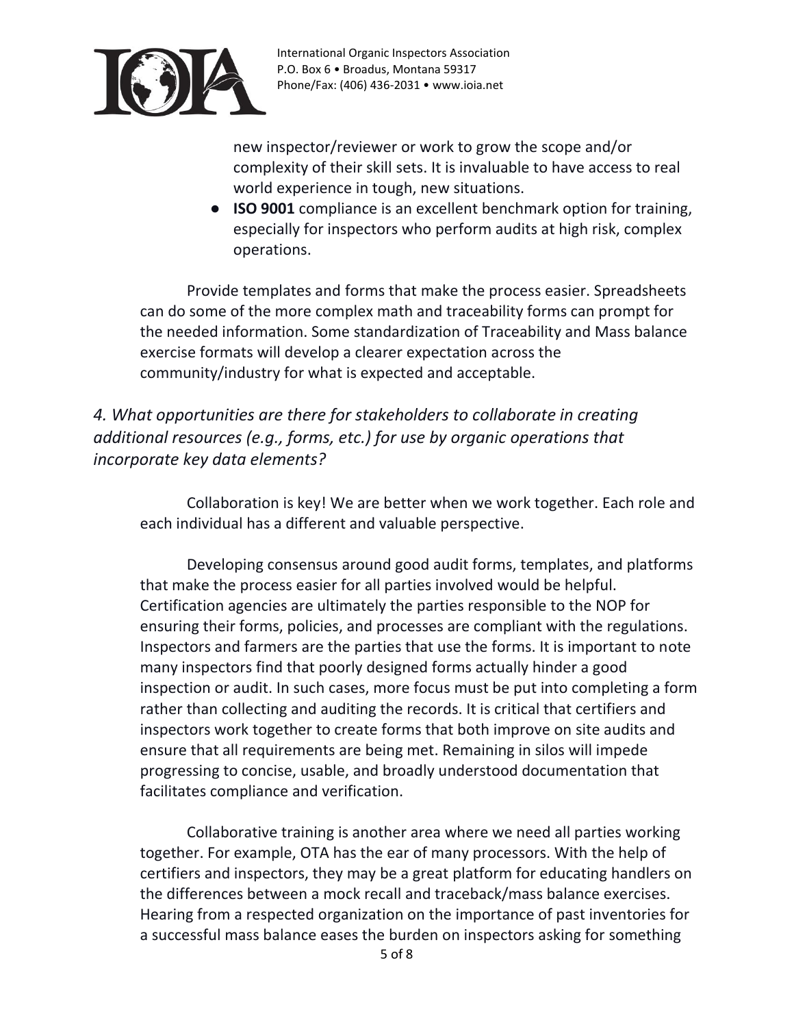new inspector/reviewer or work to grow the scope and/or complexity of their skill sets. It is invaluable to have access to real world experience in tough, new situations.

- **ISO 9001** compliance is an excellent benchmark option for training, especially for inspectors who perform audits at high risk, complex operations.

Provide templates and forms that make the process easier. Spreadsheets can do some of the more complex math and traceability forms can prompt for the needed information. Some standardization of Traceability and Mass balance exercise formats will develop a clearer expectation across the community/industry for what is expected and acceptable.

*4. What opportunities are there for stakeholders to collaborate in creating additional resources (e.g., forms, etc.) for use by organic operations that incorporate key data elements?*

Collaboration is key! We are better when we work together. Each role and each individual has a different and valuable perspective.

Developing consensus around good audit forms, templates, and platforms that make the process easier for all parties involved would be helpful. Certification agencies are ultimately the parties responsible to the NOP for ensuring their forms, policies, and processes are compliant with the regulations. Inspectors and farmers are the parties that use the forms. It is important to note many inspectors find that poorly designed forms actually hinder a good inspection or audit. In such cases, more focus must be put into completing a form rather than collecting and auditing the records. It is critical that certifiers and inspectors work together to create forms that both improve on site audits and ensure that all requirements are being met. Remaining in silos will impede progressing to concise, usable, and broadly understood documentation that facilitates compliance and verification.

Collaborative training is another area where we need all parties working together. For example, OTA has the ear of many processors. With the help of certifiers and inspectors, they may be a great platform for educating handlers on the differences between a mock recall and traceback/mass balance exercises. Hearing from a respected organization on the importance of past inventories for a successful mass balance eases the burden on inspectors asking for something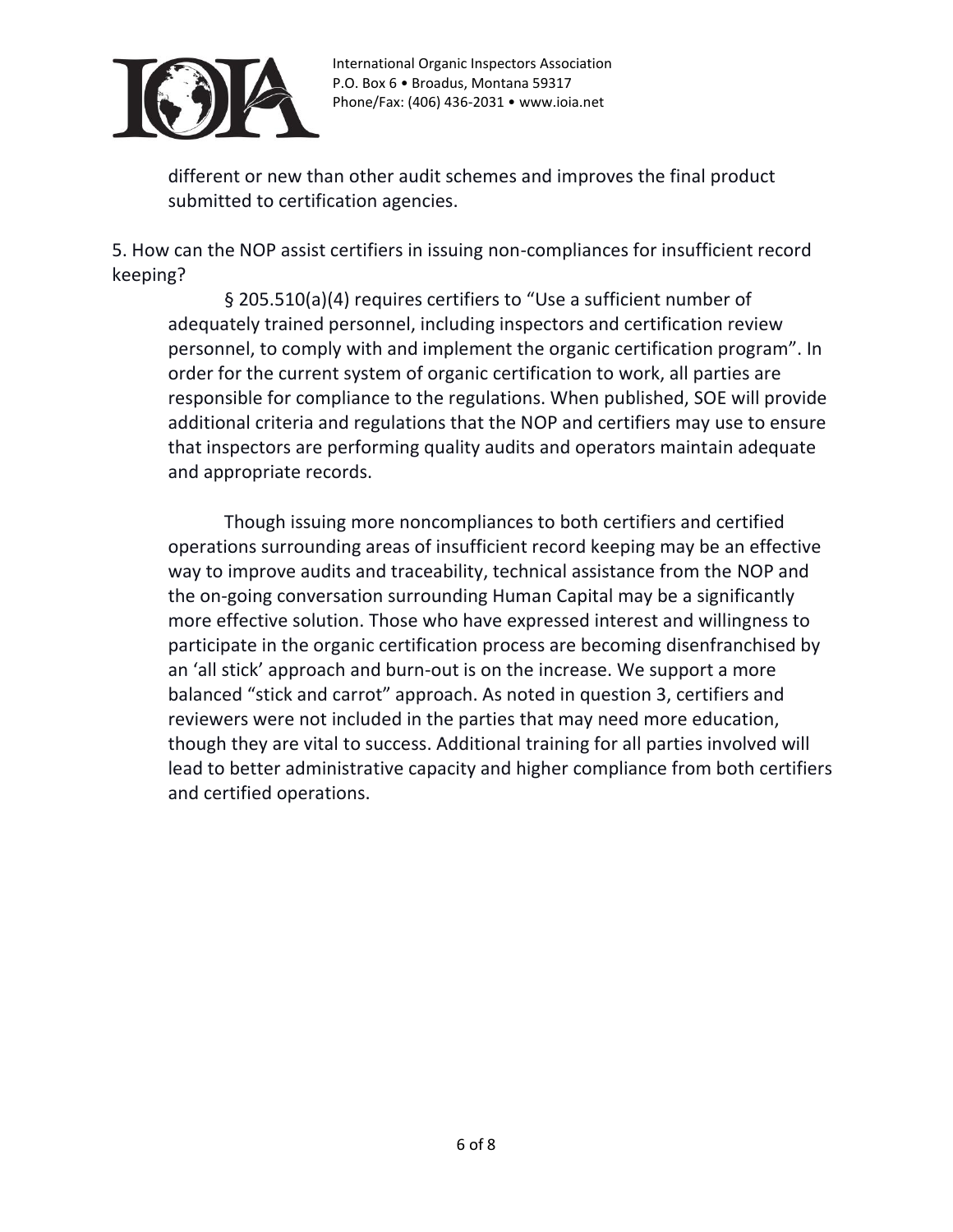different or new than other audit schemes and improves the final product submitted to certification agencies.

5. How can the NOP assist certifiers in issuing non-compliances for insufficient record keeping?

§ 205.510(a)(4) requires certifiers to "Use a sufficient number of adequately trained personnel, including inspectors and certification review personnel, to comply with and implement the organic certification program". In order for the current system of organic certification to work, all parties are responsible for compliance to the regulations. When published, SOE will provide additional criteria and regulations that the NOP and certifiers may use to ensure that inspectors are performing quality audits and operators maintain adequate and appropriate records.

Though issuing more noncompliances to both certifiers and certified operations surrounding areas of insufficient record keeping may be an effective way to improve audits and traceability, technical assistance from the NOP and the on-going conversation surrounding Human Capital may be a significantly more effective solution. Those who have expressed interest and willingness to participate in the organic certification process are becoming disenfranchised by an 'all stick' approach and burn-out is on the increase. We support a more balanced "stick and carrot" approach. As noted in question 3, certifiers and reviewers were not included in the parties that may need more education, though they are vital to success. Additional training for all parties involved will lead to better administrative capacity and higher compliance from both certifiers and certified operations.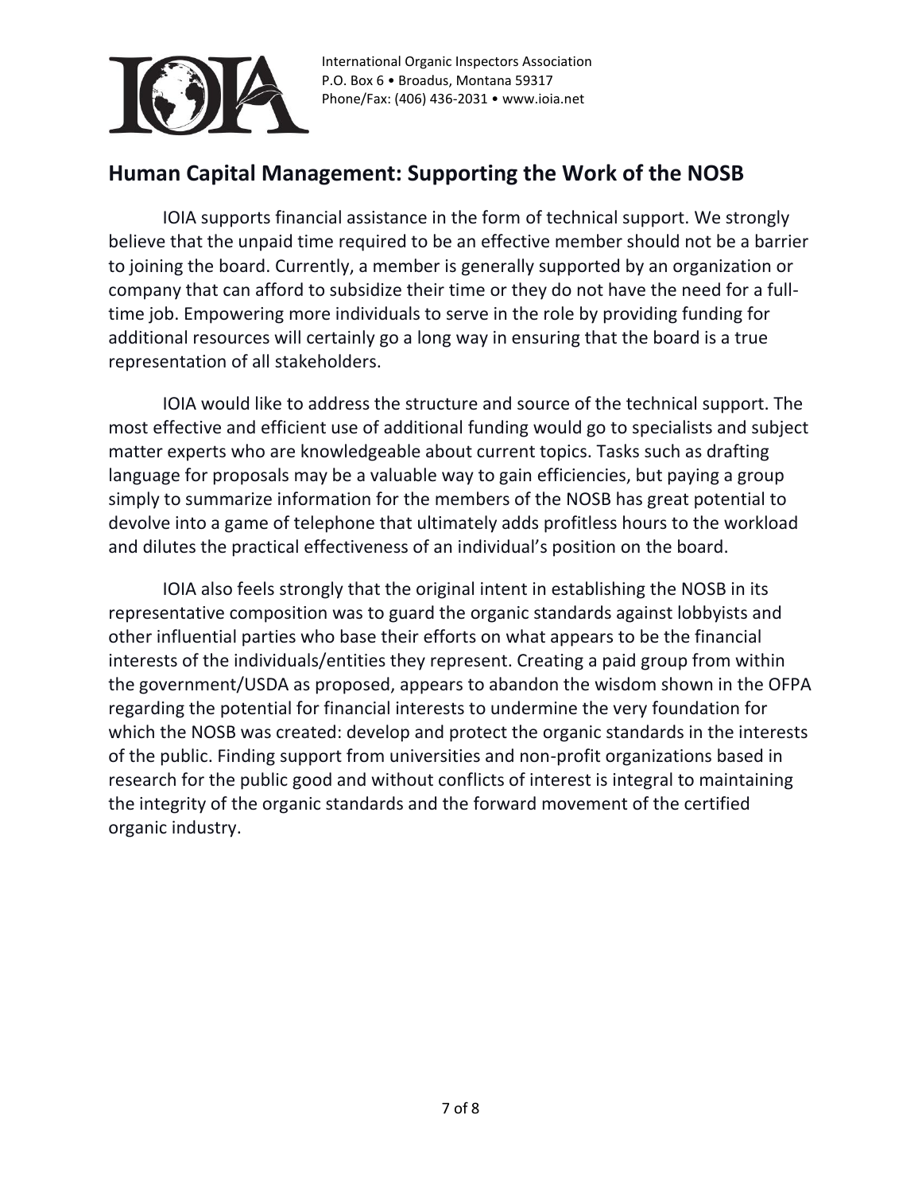## Human Capital Management: Supporting the Work of the NOSB

IOIA supports financial assistance in the form of technical support. We strongly believe that the unpaid time required to be an effective member should not be a barrier to joining the board. Currently, a member is generally supported by an organization or company that can afford to subsidize their time or they do not have the need for a full-time job. Empowering more individuals to serve in the role by providing funding for additional resources will certainly go a long way in ensuring that the board is a true representation of all stakeholders.

IOIA would like to address the structure and source of the technical support. The most effective and efficient use of additional funding would go to specialists and subject matter experts who are knowledgeable about current topics. Tasks such as drafting language for proposals may be a valuable way to gain efficiencies, but paying a group simply to summarize information for the members of the NOSB has great potential to devolve into a game of telephone that ultimately adds profitless hours to the workload and dilutes the practical effectiveness of an individual's position on the board.

IOIA also feels strongly that the original intent in establishing the NOSB in its representative composition was to guard the organic standards against lobbyists and other influential parties who base their efforts on what appears to be the financial interests of the individuals/entities they represent. Creating a paid group from within the government/USDA as proposed, appears to abandon the wisdom shown in the OFPA regarding the potential for financial interests to undermine the very foundation for which the NOSB was created: develop and protect the organic standards in the interests of the public. Finding support from universities and non-profit organizations based in research for the public good and without conflicts of interest is integral to maintaining the integrity of the organic standards and the forward movement of the certified organic industry.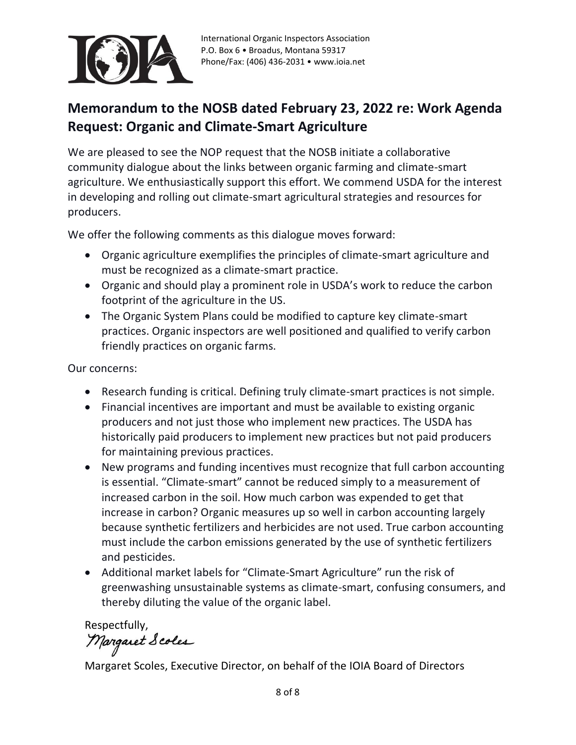International Organic Inspectors Association
P.O. Box 6 • Broadus, Montana 59317
Phone/Fax: (406) 436-2031 • www.ioia.net

## Memorandum to the NOSB dated February 23, 2022 re: Work Agenda Request: Organic and Climate-Smart Agriculture

We are pleased to see the NOP request that the NOSB initiate a collaborative community dialogue about the links between organic farming and climate-smart agriculture. We enthusiastically support this effort. We commend USDA for the interest in developing and rolling out climate-smart agricultural strategies and resources for producers.

We offer the following comments as this dialogue moves forward:

- Organic agriculture exemplifies the principles of climate-smart agriculture and must be recognized as a climate-smart practice.
- Organic and should play a prominent role in USDA's work to reduce the carbon footprint of the agriculture in the US.
- The Organic System Plans could be modified to capture key climate-smart practices. Organic inspectors are well positioned and qualified to verify carbon friendly practices on organic farms.

Our concerns:

- Research funding is critical. Defining truly climate-smart practices is not simple.
- Financial incentives are important and must be available to existing organic producers and not just those who implement new practices. The USDA has historically paid producers to implement new practices but not paid producers for maintaining previous practices.
- New programs and funding incentives must recognize that full carbon accounting is essential. "Climate-smart" cannot be reduced simply to a measurement of increased carbon in the soil. How much carbon was expended to get that increase in carbon? Organic measures up so well in carbon accounting largely because synthetic fertilizers and herbicides are not used. True carbon accounting must include the carbon emissions generated by the use of synthetic fertilizers and pesticides.
- Additional market labels for "Climate-Smart Agriculture" run the risk of greenwashing unsustainable systems as climate-smart, confusing consumers, and thereby diluting the value of the organic label.

Respectfully,
Margaret Scoles

Margaret Scoles, Executive Director, on behalf of the IOIA Board of Directors